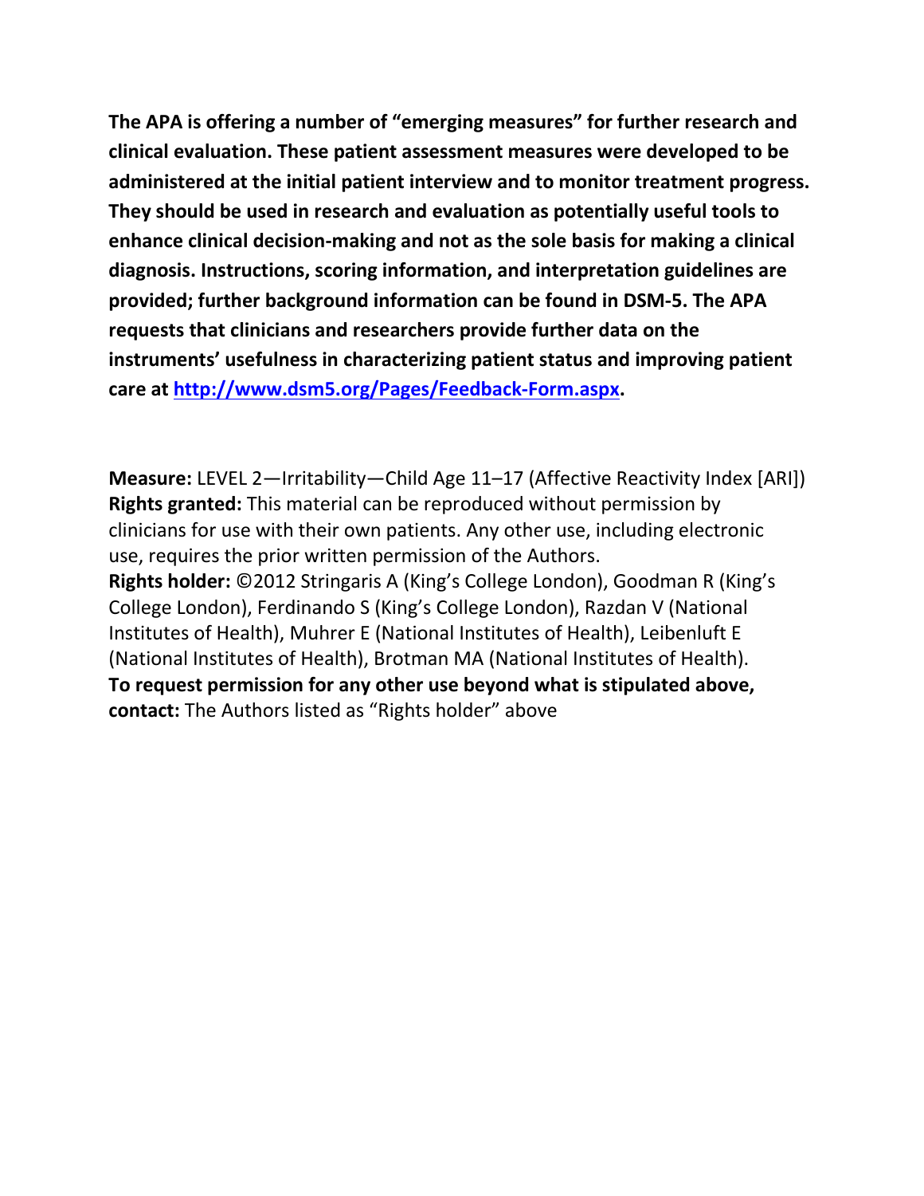**The APA is offering a number of "emerging measures" for further research and clinical evaluation. These patient assessment measures were developed to be administered at the initial patient interview and to monitor treatment progress. They should be used in research and evaluation as potentially useful tools to enhance clinical decision-making and not as the sole basis for making a clinical diagnosis. Instructions, scoring information, and interpretation guidelines are provided; further background information can be found in DSM-5. The APA requests that clinicians and researchers provide further data on the instruments' usefulness in characterizing patient status and improving patient care at [http://www.dsm5.org/Pages/Feedback-Form.aspx](http://www.dsm5.org/Pages/Feedback-Form.aspx).**

**Measure:** LEVEL 2—Irritability—Child Age 11–17 (Affective Reactivity Index [ARI])
**Rights granted:** This material can be reproduced without permission by clinicians for use with their own patients. Any other use, including electronic use, requires the prior written permission of the Authors.
**Rights holder:** ©2012 Stringaris A (King's College London), Goodman R (King's College London), Ferdinando S (King's College London), Razdan V (National Institutes of Health), Muhrer E (National Institutes of Health), Leibenluft E (National Institutes of Health), Brotman MA (National Institutes of Health).
**To request permission for any other use beyond what is stipulated above, contact:** The Authors listed as "Rights holder" above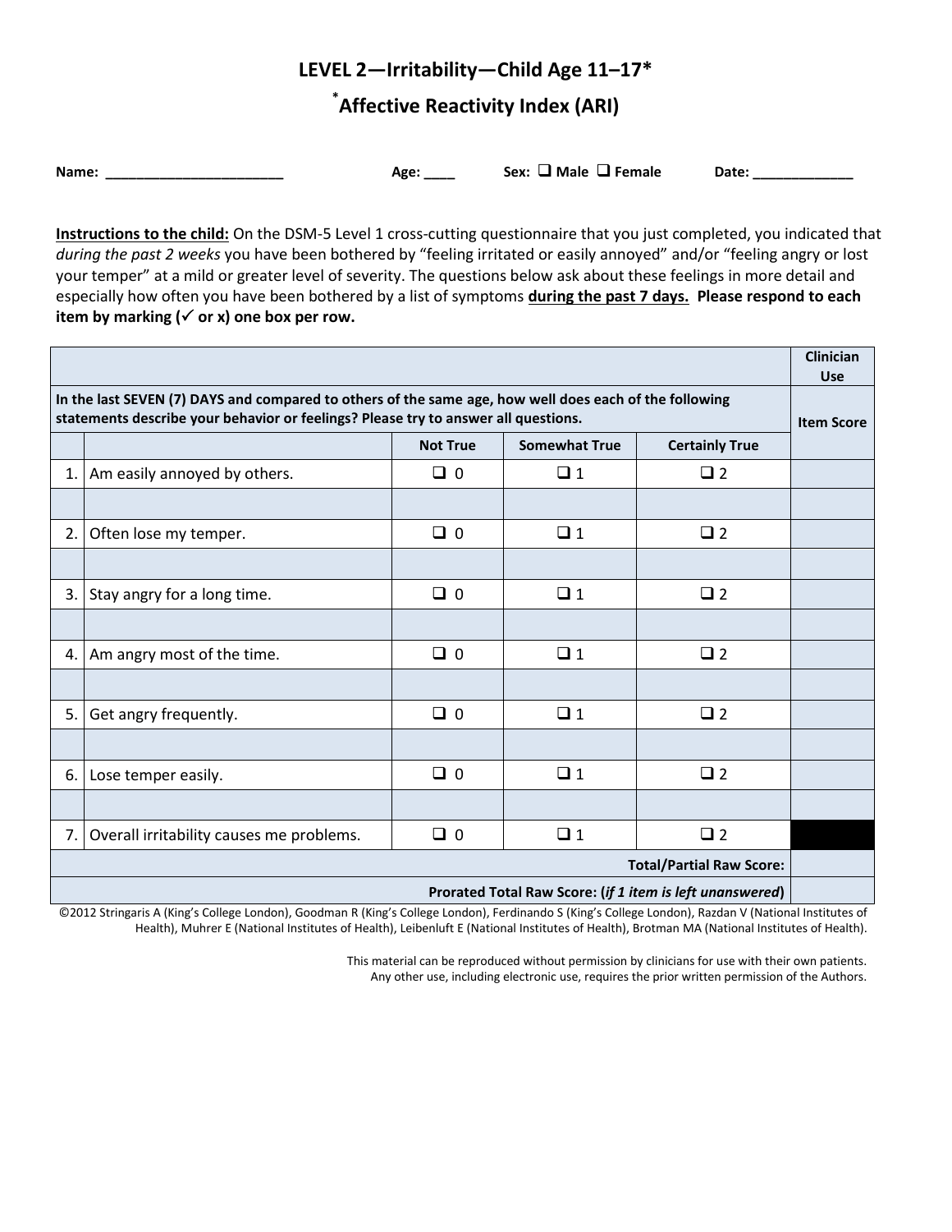# LEVEL 2—Irritability—Child Age 11–17*

## *Affective Reactivity Index (ARI)

**Name: _______________________** **Age: ____** **Sex: ❑ Male ❑ Female** **Date: _____________**

**Instructions to the child:** On the DSM-5 Level 1 cross-cutting questionnaire that you just completed, you indicated that *during the past 2 weeks* you have been bothered by "feeling irritated or easily annoyed" and/or "feeling angry or lost your temper" at a mild or greater level of severity. The questions below ask about these feelings in more detail and especially how often you have been bothered by a list of symptoms **during the past 7 days. Please respond to each item by marking (✓ or x) one box per row.**

| | | | | | Clinician Use |
|---|---|---|---|---|---|
| **In the last SEVEN (7) DAYS and compared to others of the same age, how well does each of the following statements describe your behavior or feelings? Please try to answer all questions.** | | | | | **Item Score** |
| | | **Not True** | **Somewhat True** | **Certainly True** | |
| 1. | Am easily annoyed by others. | ❑ 0 | ❑ 1 | ❑ 2 | |
| 2. | Often lose my temper. | ❑ 0 | ❑ 1 | ❑ 2 | |
| 3. | Stay angry for a long time. | ❑ 0 | ❑ 1 | ❑ 2 | |
| 4. | Am angry most of the time. | ❑ 0 | ❑ 1 | ❑ 2 | |
| 5. | Get angry frequently. | ❑ 0 | ❑ 1 | ❑ 2 | |
| 6. | Lose temper easily. | ❑ 0 | ❑ 1 | ❑ 2 | |
| 7. | Overall irritability causes me problems. | ❑ 0 | ❑ 1 | ❑ 2 | |
| | | | | **Total/Partial Raw Score:** | |
| | | | | **Prorated Total Raw Score: (*if 1 item is left unanswered*)** | |

©2012 Stringaris A (King's College London), Goodman R (King's College London), Ferdinando S (King's College London), Razdan V (National Institutes of Health), Muhrer E (National Institutes of Health), Leibenluft E (National Institutes of Health), Brotman MA (National Institutes of Health).

This material can be reproduced without permission by clinicians for use with their own patients. Any other use, including electronic use, requires the prior written permission of the Authors.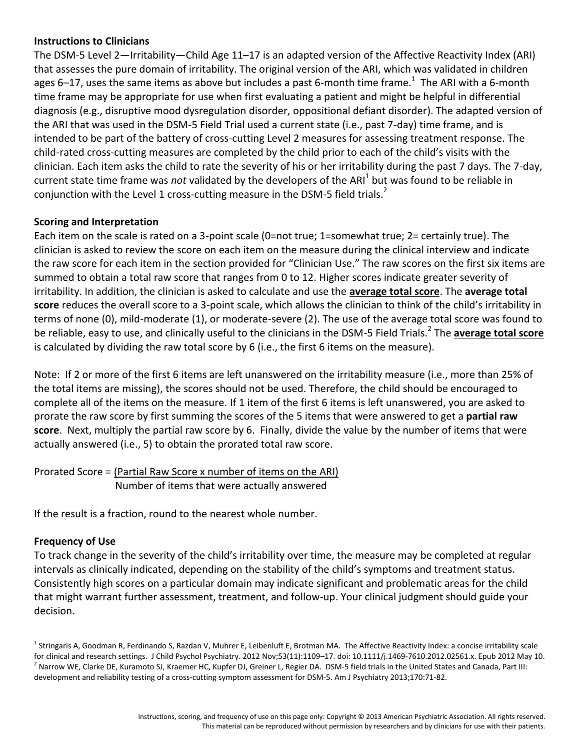**Instructions to Clinicians**

The DSM-5 Level 2—Irritability—Child Age 11–17 is an adapted version of the Affective Reactivity Index (ARI) that assesses the pure domain of irritability. The original version of the ARI, which was validated in children ages 6–17, uses the same items as above but includes a past 6-month time frame.[1] The ARI with a 6-month time frame may be appropriate for use when first evaluating a patient and might be helpful in differential diagnosis (e.g., disruptive mood dysregulation disorder, oppositional defiant disorder). The adapted version of the ARI that was used in the DSM-5 Field Trial used a current state (i.e., past 7-day) time frame, and is intended to be part of the battery of cross-cutting Level 2 measures for assessing treatment response. The child-rated cross-cutting measures are completed by the child prior to each of the child's visits with the clinician. Each item asks the child to rate the severity of his or her irritability during the past 7 days. The 7-day, current state time frame was *not* validated by the developers of the ARI[1] but was found to be reliable in conjunction with the Level 1 cross-cutting measure in the DSM-5 field trials.[2]

**Scoring and Interpretation**

Each item on the scale is rated on a 3-point scale (0=not true; 1=somewhat true; 2= certainly true). The clinician is asked to review the score on each item on the measure during the clinical interview and indicate the raw score for each item in the section provided for "Clinician Use." The raw scores on the first six items are summed to obtain a total raw score that ranges from 0 to 12. Higher scores indicate greater severity of irritability. In addition, the clinician is asked to calculate and use the **average total score**. The **average total score** reduces the overall score to a 3-point scale, which allows the clinician to think of the child's irritability in terms of none (0), mild-moderate (1), or moderate-severe (2). The use of the average total score was found to be reliable, easy to use, and clinically useful to the clinicians in the DSM-5 Field Trials.[2] The **average total score** is calculated by dividing the raw total score by 6 (i.e., the first 6 items on the measure).

Note: If 2 or more of the first 6 items are left unanswered on the irritability measure (i.e., more than 25% of the total items are missing), the scores should not be used. Therefore, the child should be encouraged to complete all of the items on the measure. If 1 item of the first 6 items is left unanswered, you are asked to prorate the raw score by first summing the scores of the 5 items that were answered to get a **partial raw score**. Next, multiply the partial raw score by 6. Finally, divide the value by the number of items that were actually answered (i.e., 5) to obtain the prorated total raw score.

$$\text{Prorated Score} = \frac{\text{(Partial Raw Score x number of items on the ARI)}}{\text{Number of items that were actually answered}}$$

If the result is a fraction, round to the nearest whole number.

**Frequency of Use**

To track change in the severity of the child's irritability over time, the measure may be completed at regular intervals as clinically indicated, depending on the stability of the child's symptoms and treatment status. Consistently high scores on a particular domain may indicate significant and problematic areas for the child that might warrant further assessment, treatment, and follow-up. Your clinical judgment should guide your decision.

[1] Stringaris A, Goodman R, Ferdinando S, Razdan V, Muhrer E, Leibenluft E, Brotman MA. The Affective Reactivity Index: a concise irritability scale for clinical and research settings. J Child Psychol Psychiatry. 2012 Nov;53(11):1109–17. doi: 10.1111/j.1469-7610.2012.02561.x. Epub 2012 May 10.

[2] Narrow WE, Clarke DE, Kuramoto SJ, Kraemer HC, Kupfer DJ, Greiner L, Regier DA. DSM-5 field trials in the United States and Canada, Part III: development and reliability testing of a cross-cutting symptom assessment for DSM-5. Am J Psychiatry 2013;170:71-82.

Instructions, scoring, and frequency of use on this page only: Copyright © 2013 American Psychiatric Association. All rights reserved.
This material can be reproduced without permission by researchers and by clinicians for use with their patients.